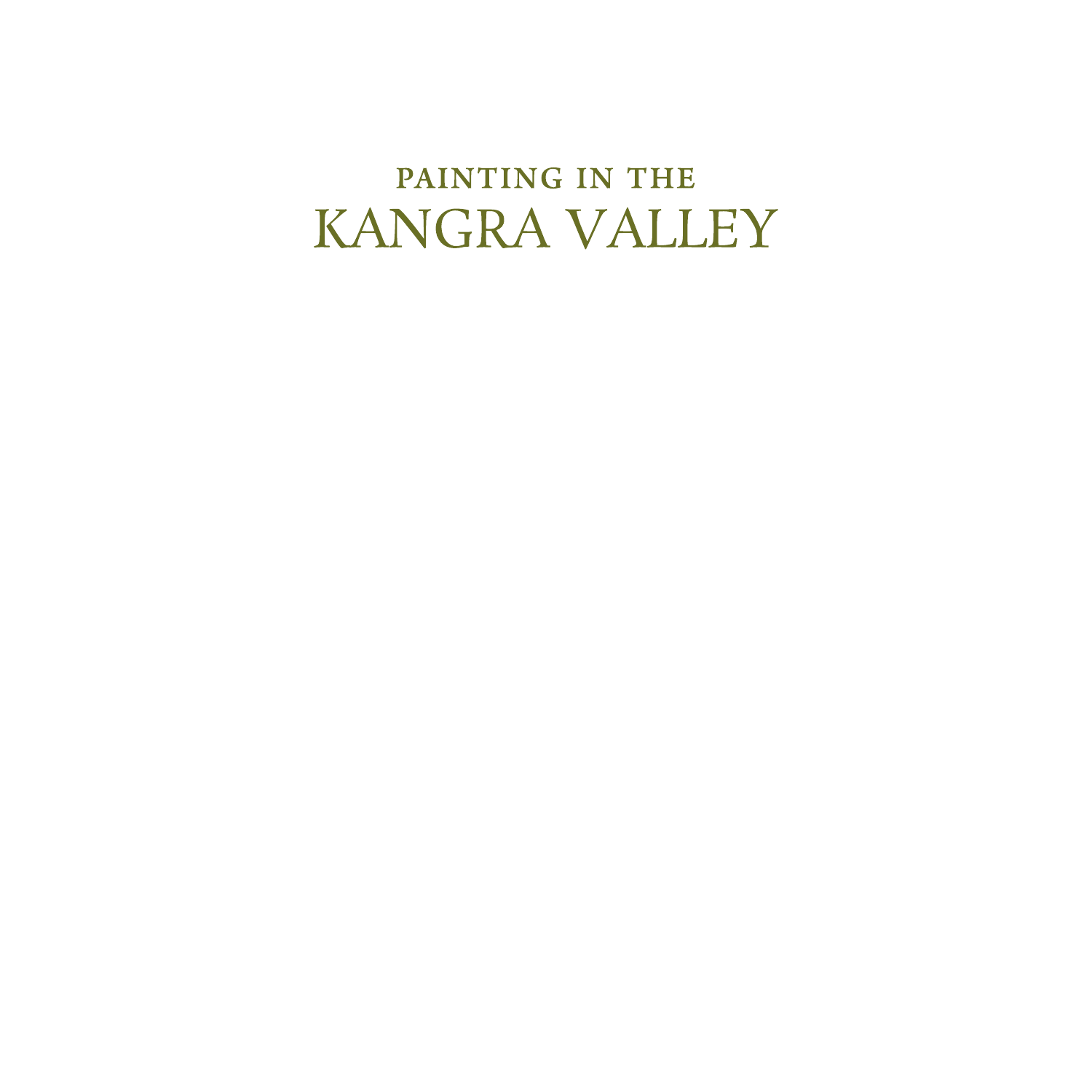# PAINTING IN THE KANGRA VALLEY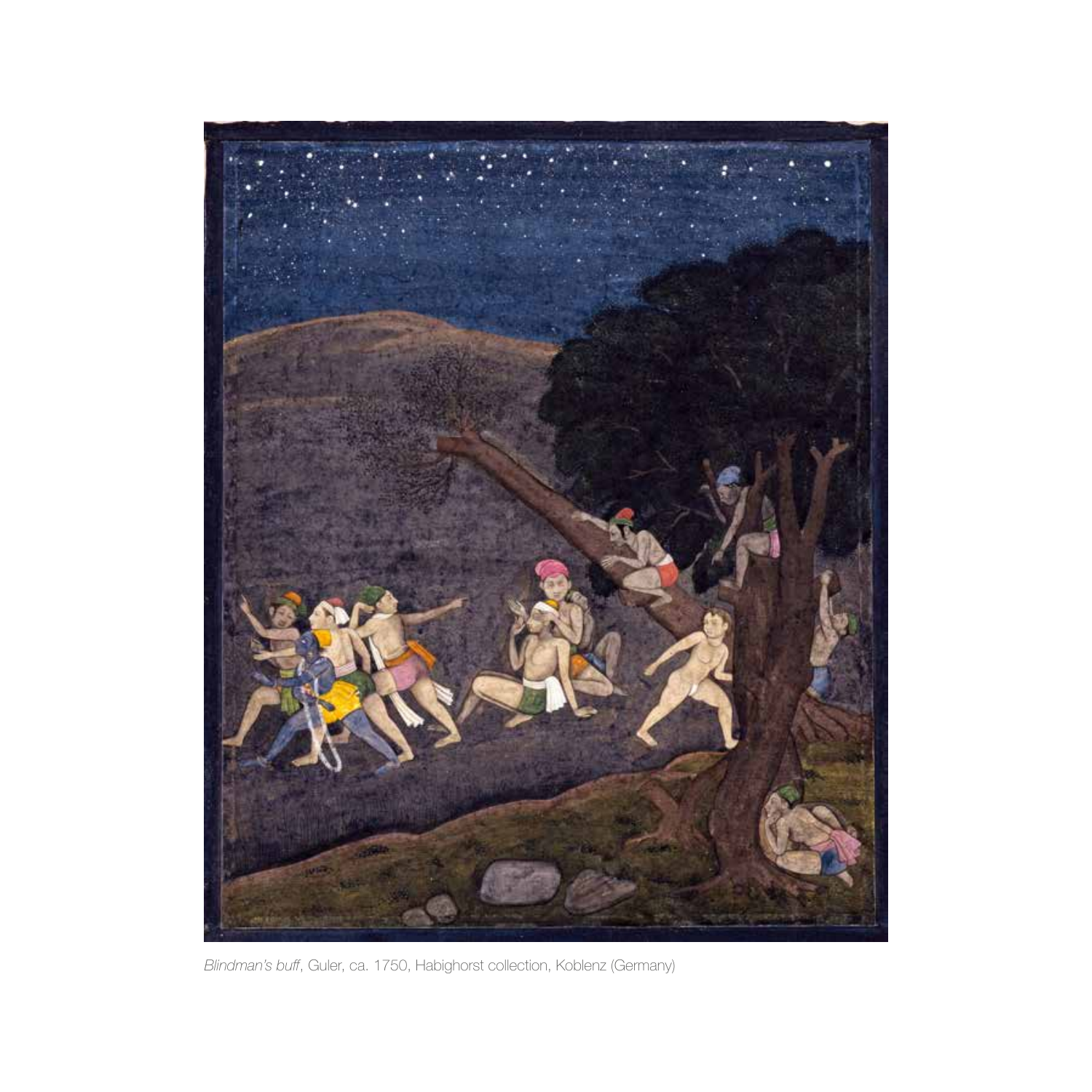*Blindman's buff*, Guler, ca. 1750, Habighorst collection, Koblenz (Germany)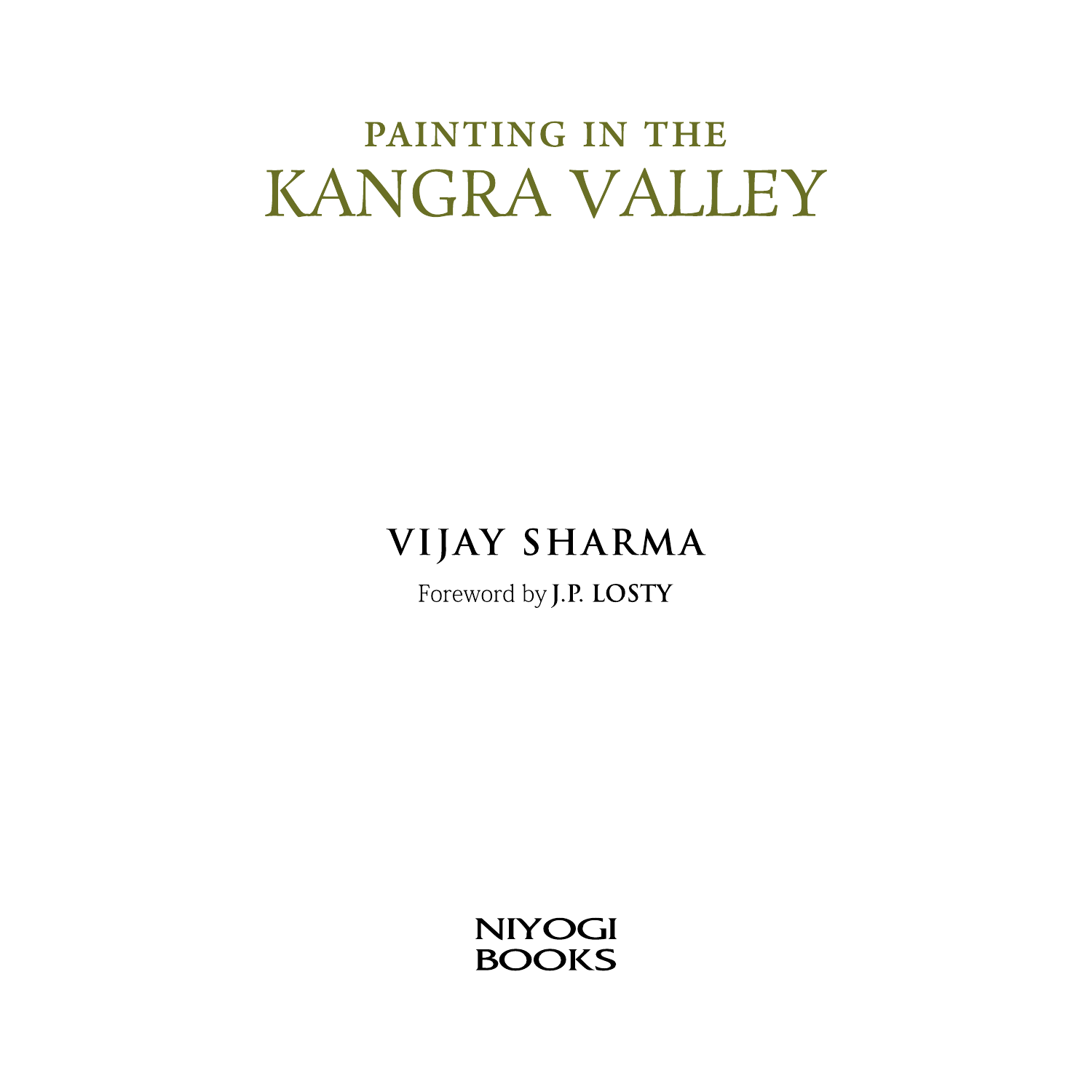# PAINTING IN THE KANGRA VALLEY

## VIJAY SHARMA

Foreword by **J.P. LOSTY**

NIYOGI BOOKS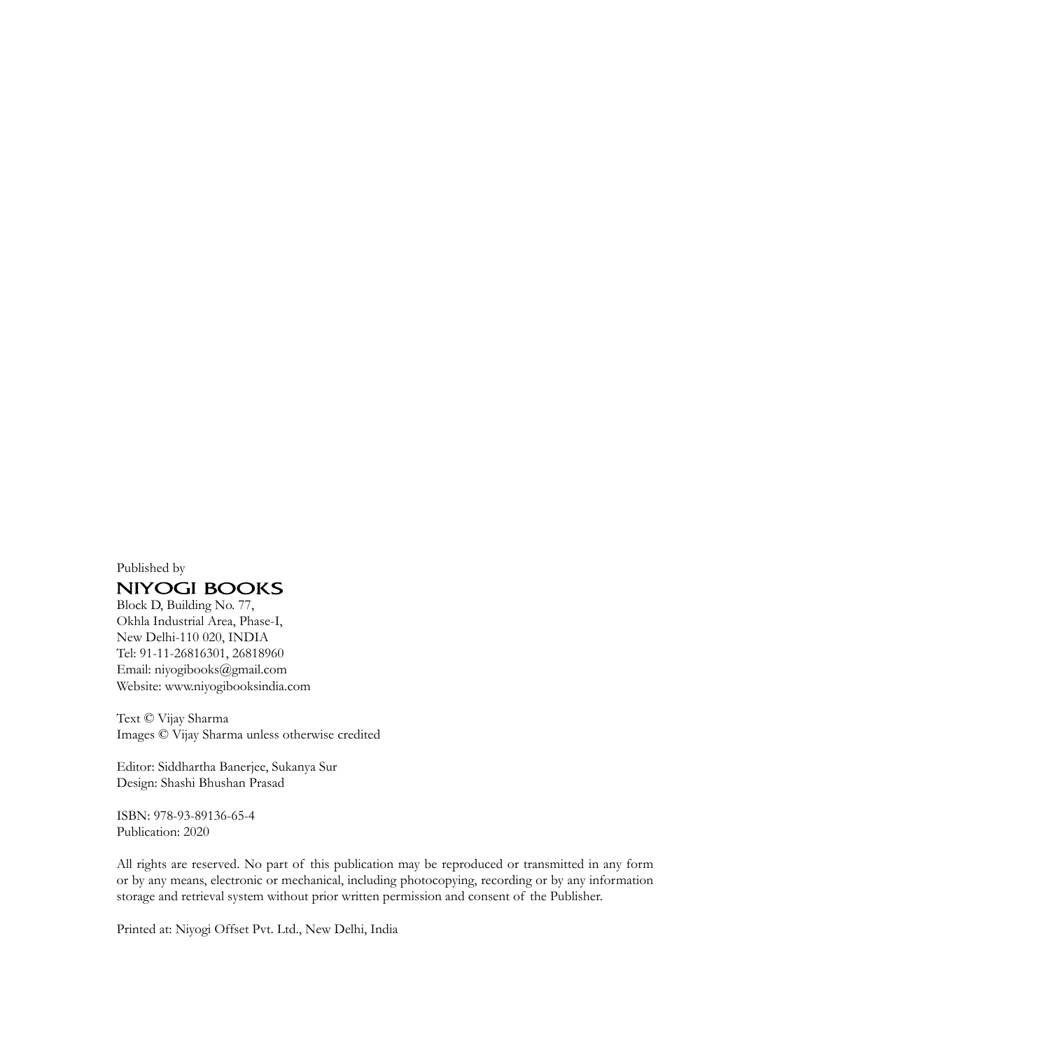Published by

**NIYOGI BOOKS**

Block D, Building No. 77,
Okhla Industrial Area, Phase-I,
New Delhi-110 020, INDIA
Tel: 91-11-26816301, 26818960
Email: niyogibooks@gmail.com
Website: www.niyogibooksindia.com

Text © Vijay Sharma
Images © Vijay Sharma unless otherwise credited

Editor: Siddhartha Banerjee, Sukanya Sur
Design: Shashi Bhushan Prasad

ISBN: 978-93-89136-65-4
Publication: 2020

All rights are reserved. No part of this publication may be reproduced or transmitted in any form or by any means, electronic or mechanical, including photocopying, recording or by any information storage and retrieval system without prior written permission and consent of the Publisher.

Printed at: Niyogi Offset Pvt. Ltd., New Delhi, India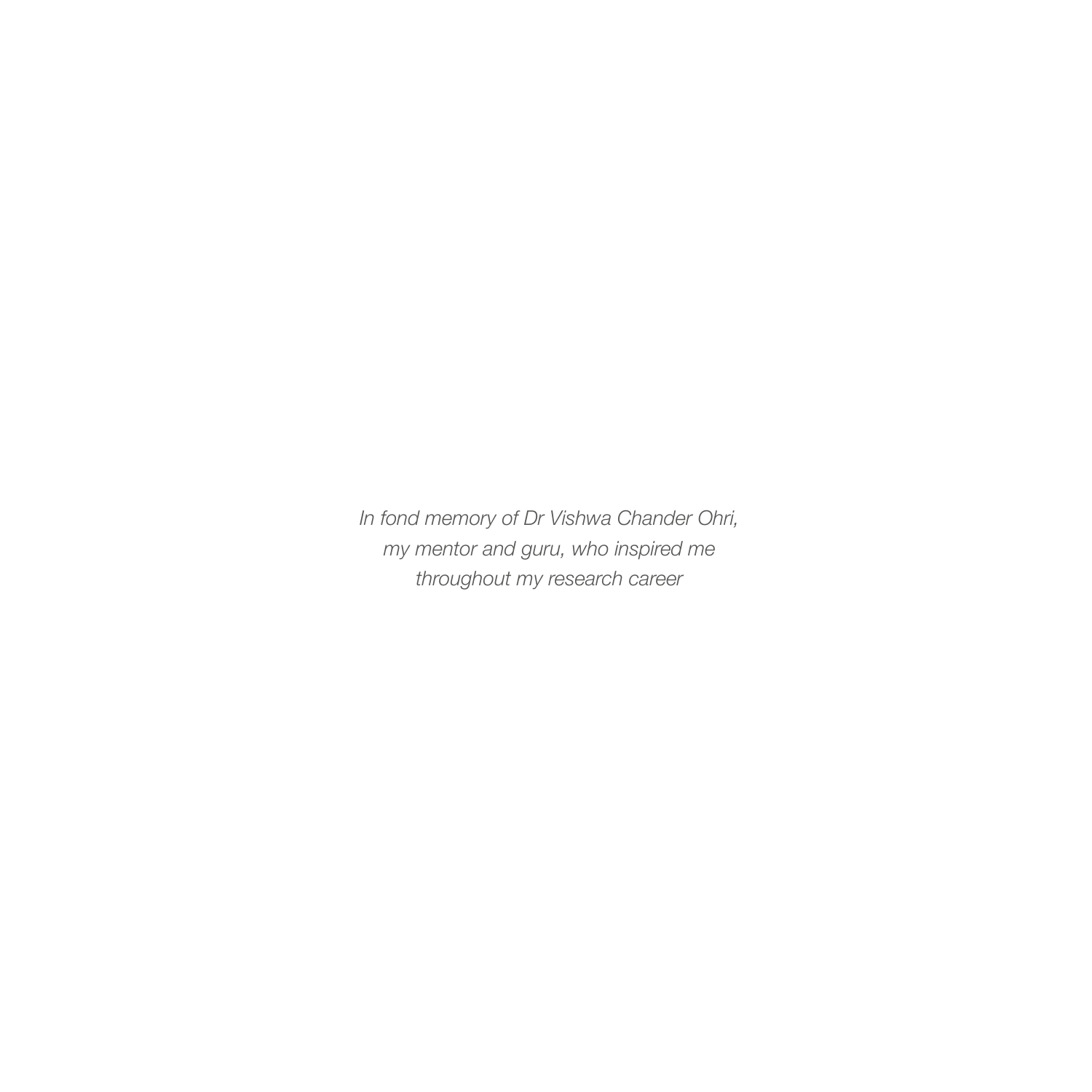*In fond memory of Dr Vishwa Chander Ohri,*
*my mentor and guru, who inspired me*
*throughout my research career*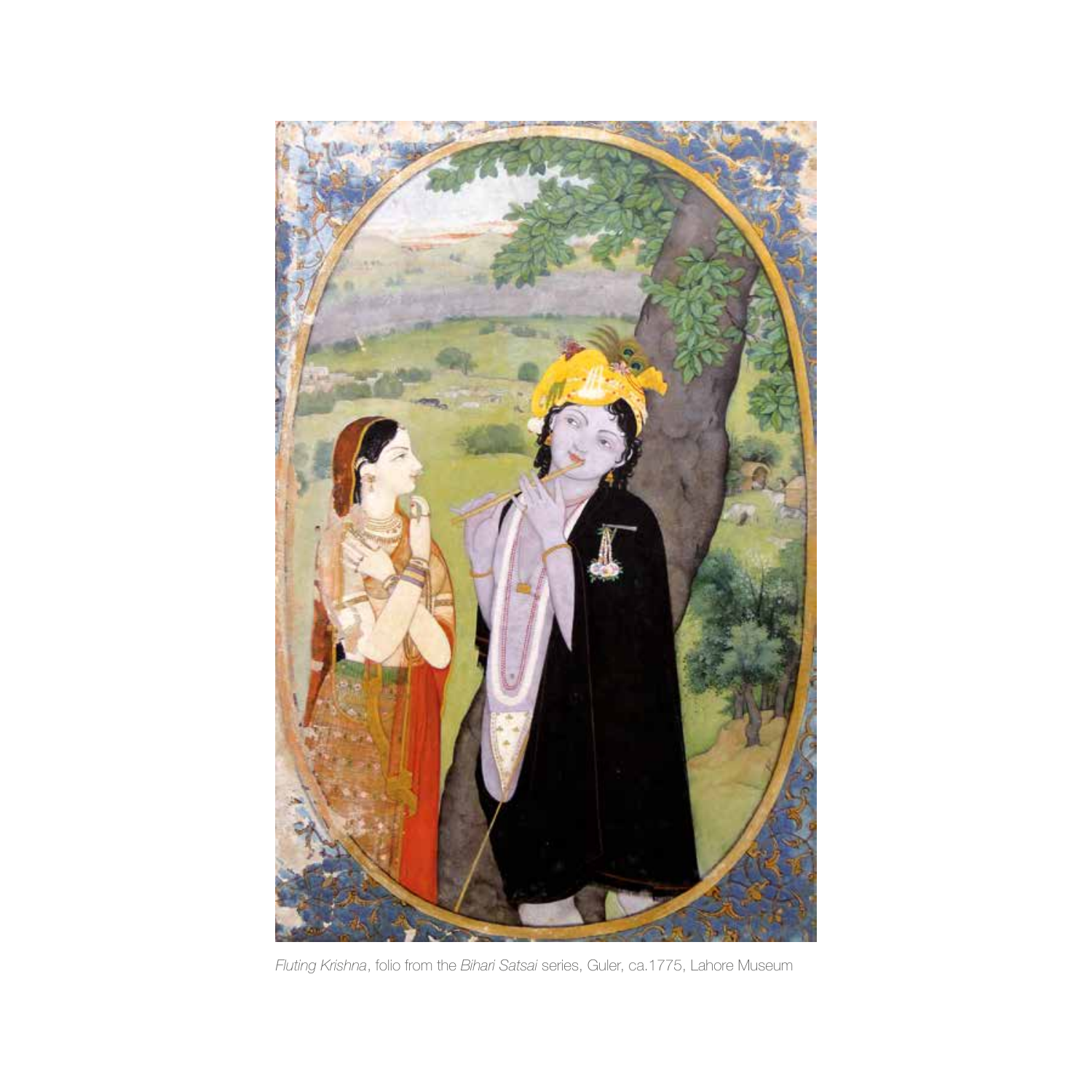*Fluting Krishna*, folio from the *Bihari Satsai* series, Guler, ca.1775, Lahore Museum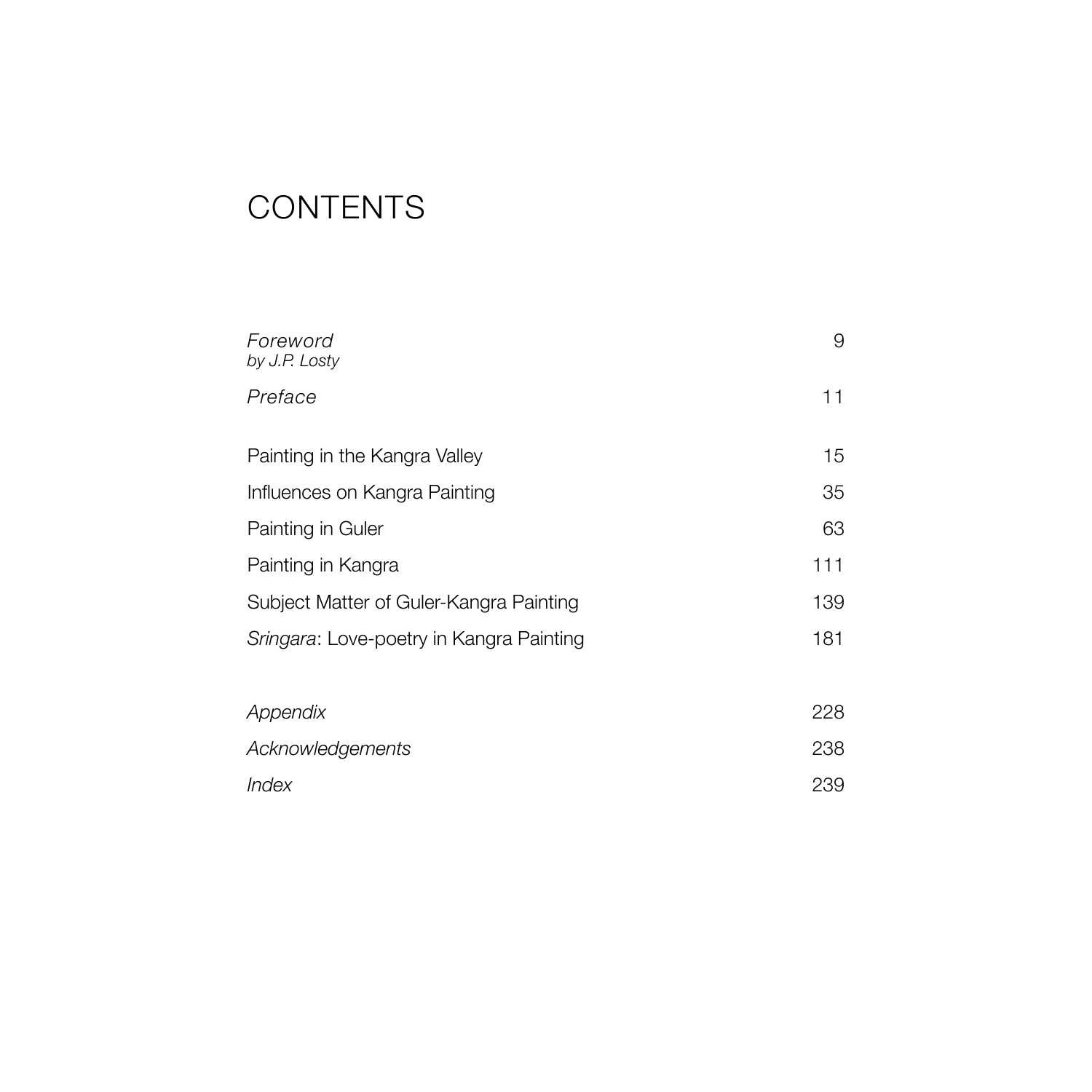# CONTENTS

| | |
|---|---|
| *Foreword* <br> *by J.P. Losty* | 9 |
| *Preface* | 11 |
| Painting in the Kangra Valley | 15 |
| Influences on Kangra Painting | 35 |
| Painting in Guler | 63 |
| Painting in Kangra | 111 |
| Subject Matter of Guler-Kangra Painting | 139 |
| *Sringara*: Love-poetry in Kangra Painting | 181 |
| *Appendix* | 228 |
| *Acknowledgements* | 238 |
| *Index* | 239 |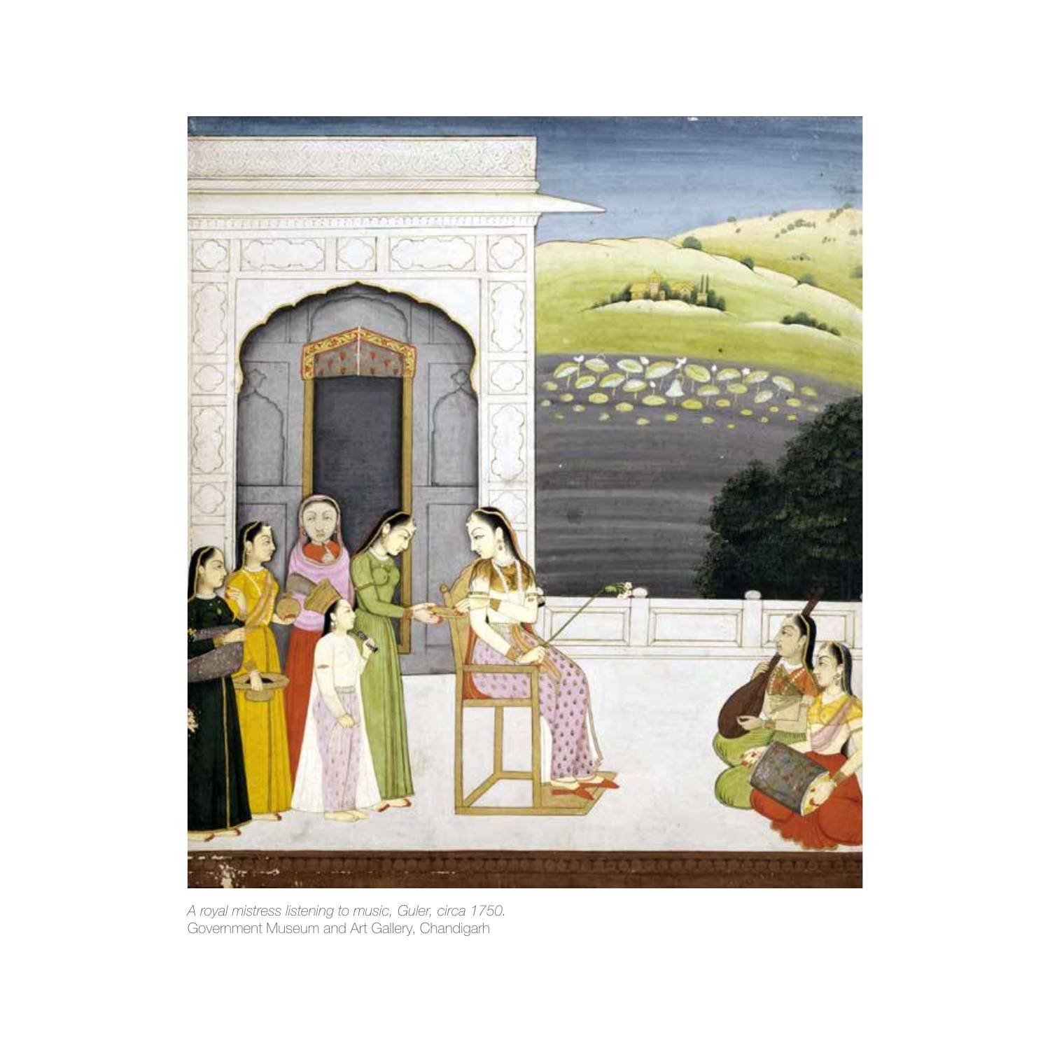*A royal mistress listening to music, Guler, circa 1750.*
Government Museum and Art Gallery, Chandigarh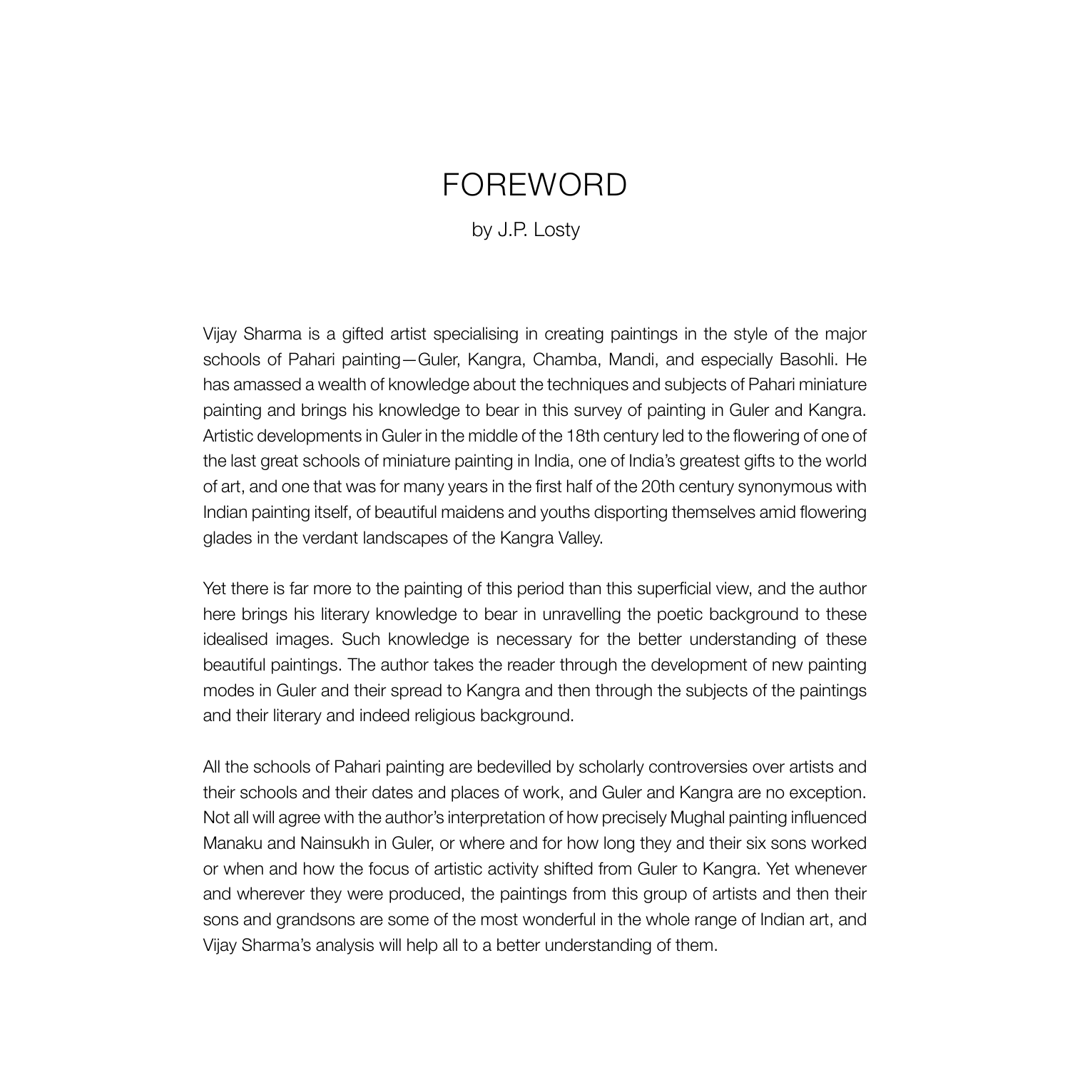# FOREWORD

by J.P. Losty

Vijay Sharma is a gifted artist specialising in creating paintings in the style of the major schools of Pahari painting—Guler, Kangra, Chamba, Mandi, and especially Basohli. He has amassed a wealth of knowledge about the techniques and subjects of Pahari miniature painting and brings his knowledge to bear in this survey of painting in Guler and Kangra. Artistic developments in Guler in the middle of the 18th century led to the flowering of one of the last great schools of miniature painting in India, one of India's greatest gifts to the world of art, and one that was for many years in the first half of the 20th century synonymous with Indian painting itself, of beautiful maidens and youths disporting themselves amid flowering glades in the verdant landscapes of the Kangra Valley.

Yet there is far more to the painting of this period than this superficial view, and the author here brings his literary knowledge to bear in unravelling the poetic background to these idealised images. Such knowledge is necessary for the better understanding of these beautiful paintings. The author takes the reader through the development of new painting modes in Guler and their spread to Kangra and then through the subjects of the paintings and their literary and indeed religious background.

All the schools of Pahari painting are bedevilled by scholarly controversies over artists and their schools and their dates and places of work, and Guler and Kangra are no exception. Not all will agree with the author's interpretation of how precisely Mughal painting influenced Manaku and Nainsukh in Guler, or where and for how long they and their six sons worked or when and how the focus of artistic activity shifted from Guler to Kangra. Yet whenever and wherever they were produced, the paintings from this group of artists and then their sons and grandsons are some of the most wonderful in the whole range of Indian art, and Vijay Sharma's analysis will help all to a better understanding of them.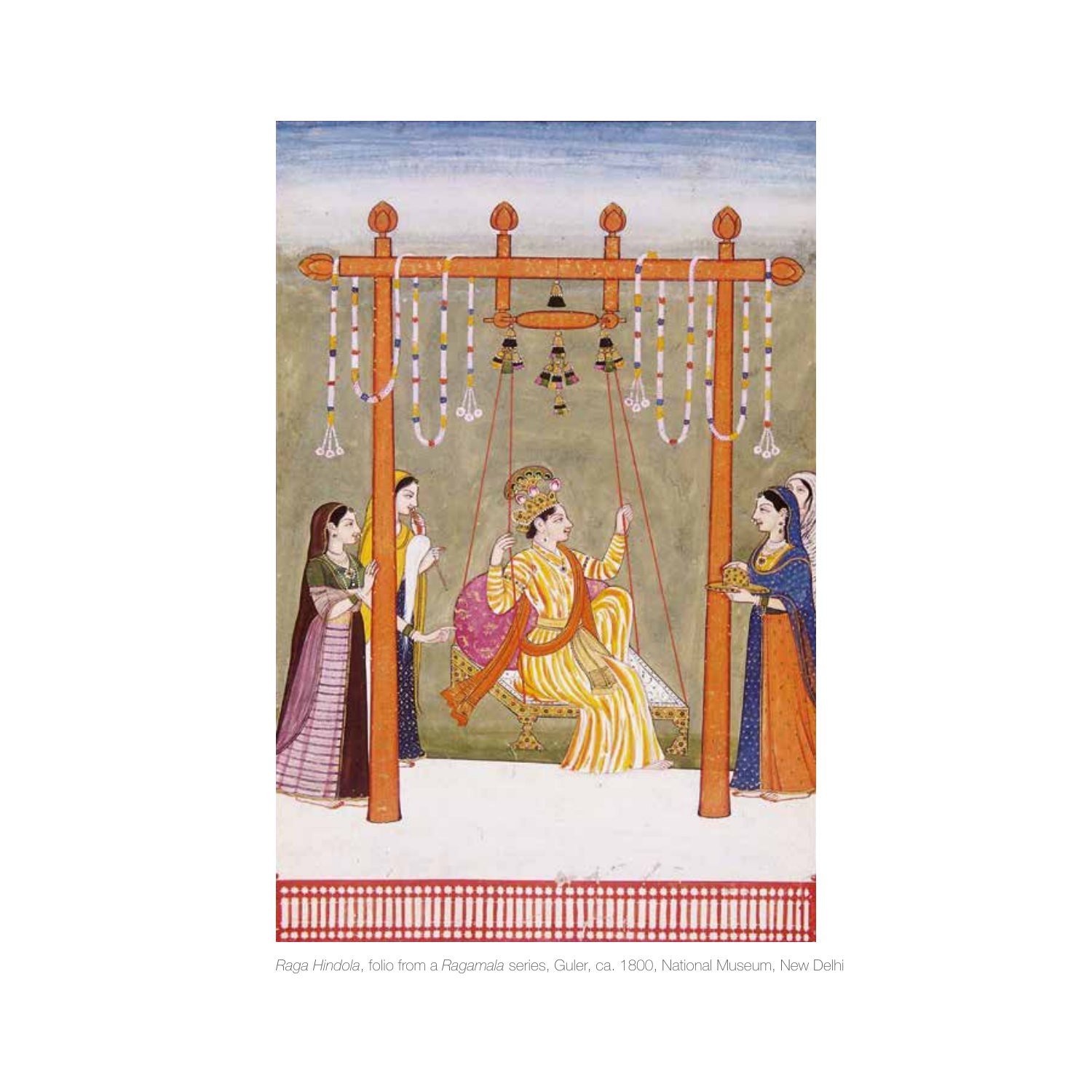*Raga Hindola*, folio from a *Ragamala* series, Guler, ca. 1800, National Museum, New Delhi